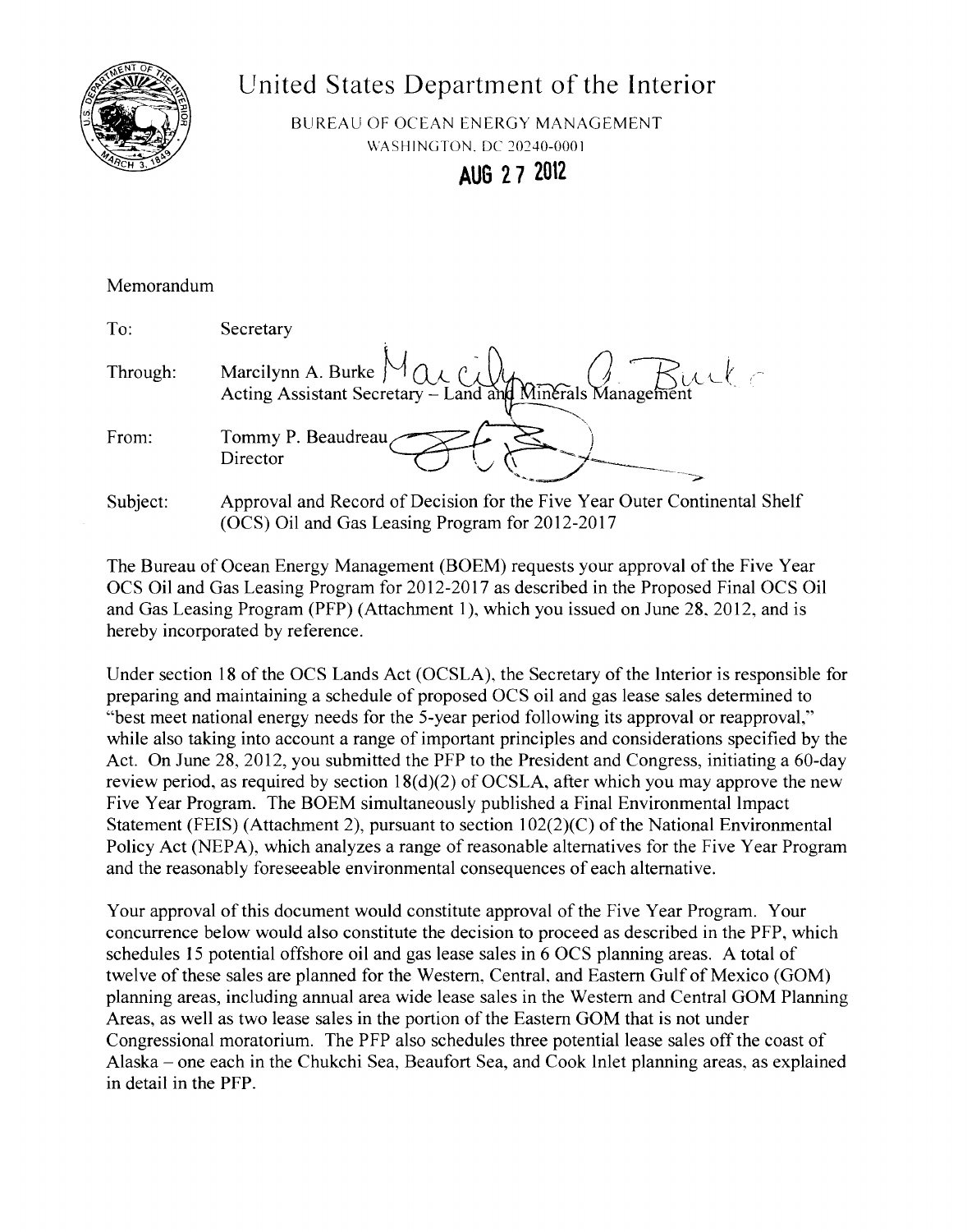# United States Department of the Interior

BUREAU OF OCEAN ENERGY MANAGEMENT
WASHINGTON, DC 20240-0001

**AUG 27 2012**

Memorandum

| | |
|---|---|
| To: | Secretary |
| Through: | Marcilynn A. Burke<br>Acting Assistant Secretary – Land and Minerals Management |
| From: | Tommy P. Beaudreau<br>Director |
| Subject: | Approval and Record of Decision for the Five Year Outer Continental Shelf (OCS) Oil and Gas Leasing Program for 2012-2017 |

The Bureau of Ocean Energy Management (BOEM) requests your approval of the Five Year OCS Oil and Gas Leasing Program for 2012-2017 as described in the Proposed Final OCS Oil and Gas Leasing Program (PFP) (Attachment 1), which you issued on June 28, 2012, and is hereby incorporated by reference.

Under section 18 of the OCS Lands Act (OCSLA), the Secretary of the Interior is responsible for preparing and maintaining a schedule of proposed OCS oil and gas lease sales determined to "best meet national energy needs for the 5-year period following its approval or reapproval," while also taking into account a range of important principles and considerations specified by the Act. On June 28, 2012, you submitted the PFP to the President and Congress, initiating a 60-day review period, as required by section 18(d)(2) of OCSLA, after which you may approve the new Five Year Program. The BOEM simultaneously published a Final Environmental Impact Statement (FEIS) (Attachment 2), pursuant to section 102(2)(C) of the National Environmental Policy Act (NEPA), which analyzes a range of reasonable alternatives for the Five Year Program and the reasonably foreseeable environmental consequences of each alternative.

Your approval of this document would constitute approval of the Five Year Program. Your concurrence below would also constitute the decision to proceed as described in the PFP, which schedules 15 potential offshore oil and gas lease sales in 6 OCS planning areas. A total of twelve of these sales are planned for the Western, Central, and Eastern Gulf of Mexico (GOM) planning areas, including annual area wide lease sales in the Western and Central GOM Planning Areas, as well as two lease sales in the portion of the Eastern GOM that is not under Congressional moratorium. The PFP also schedules three potential lease sales off the coast of Alaska – one each in the Chukchi Sea, Beaufort Sea, and Cook Inlet planning areas, as explained in detail in the PFP.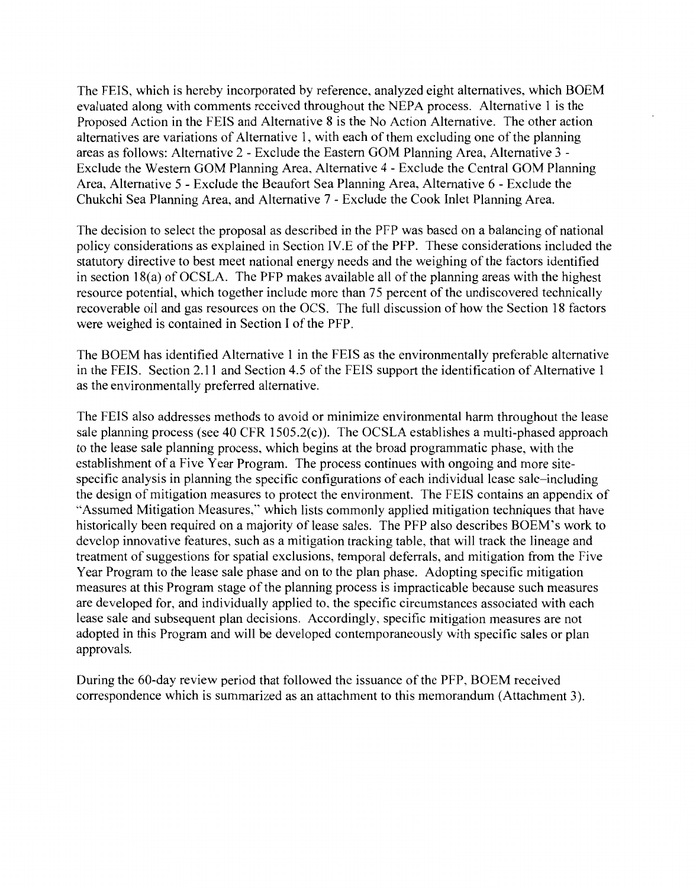The FEIS, which is hereby incorporated by reference, analyzed eight alternatives, which BOEM evaluated along with comments received throughout the NEPA process. Alternative 1 is the Proposed Action in the FEIS and Alternative 8 is the No Action Alternative. The other action alternatives are variations of Alternative 1, with each of them excluding one of the planning areas as follows: Alternative 2 - Exclude the Eastern GOM Planning Area, Alternative 3 - Exclude the Western GOM Planning Area, Alternative 4 - Exclude the Central GOM Planning Area, Alternative 5 - Exclude the Beaufort Sea Planning Area, Alternative 6 - Exclude the Chukchi Sea Planning Area, and Alternative 7 - Exclude the Cook Inlet Planning Area.

The decision to select the proposal as described in the PFP was based on a balancing of national policy considerations as explained in Section IV.E of the PFP. These considerations included the statutory directive to best meet national energy needs and the weighing of the factors identified in section 18(a) of OCSLA. The PFP makes available all of the planning areas with the highest resource potential, which together include more than 75 percent of the undiscovered technically recoverable oil and gas resources on the OCS. The full discussion of how the Section 18 factors were weighed is contained in Section I of the PFP.

The BOEM has identified Alternative 1 in the FEIS as the environmentally preferable alternative in the FEIS. Section 2.11 and Section 4.5 of the FEIS support the identification of Alternative 1 as the environmentally preferred alternative.

The FEIS also addresses methods to avoid or minimize environmental harm throughout the lease sale planning process (see 40 CFR 1505.2(c)). The OCSLA establishes a multi-phased approach to the lease sale planning process, which begins at the broad programmatic phase, with the establishment of a Five Year Program. The process continues with ongoing and more site-specific analysis in planning the specific configurations of each individual lease sale–including the design of mitigation measures to protect the environment. The FEIS contains an appendix of "Assumed Mitigation Measures," which lists commonly applied mitigation techniques that have historically been required on a majority of lease sales. The PFP also describes BOEM's work to develop innovative features, such as a mitigation tracking table, that will track the lineage and treatment of suggestions for spatial exclusions, temporal deferrals, and mitigation from the Five Year Program to the lease sale phase and on to the plan phase. Adopting specific mitigation measures at this Program stage of the planning process is impracticable because such measures are developed for, and individually applied to, the specific circumstances associated with each lease sale and subsequent plan decisions. Accordingly, specific mitigation measures are not adopted in this Program and will be developed contemporaneously with specific sales or plan approvals.

During the 60-day review period that followed the issuance of the PFP, BOEM received correspondence which is summarized as an attachment to this memorandum (Attachment 3).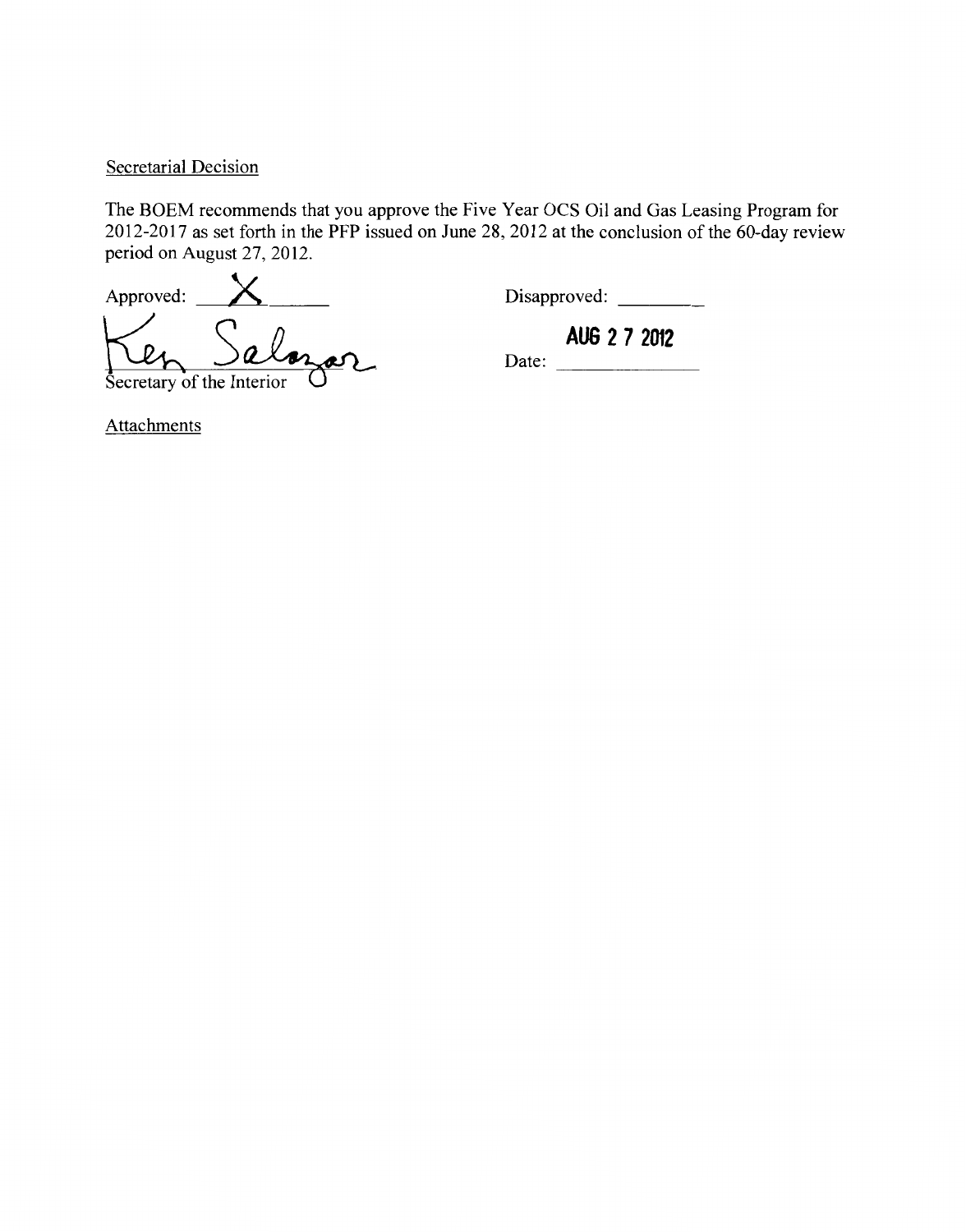Secretarial Decision

The BOEM recommends that you approve the Five Year OCS Oil and Gas Leasing Program for 2012-2017 as set forth in the PFP issued on June 28, 2012 at the conclusion of the 60-day review period on August 27, 2012.

Approved: X

Ken Salazar
Secretary of the Interior

Disapproved: ________

Date: AUG 27 2012

Attachments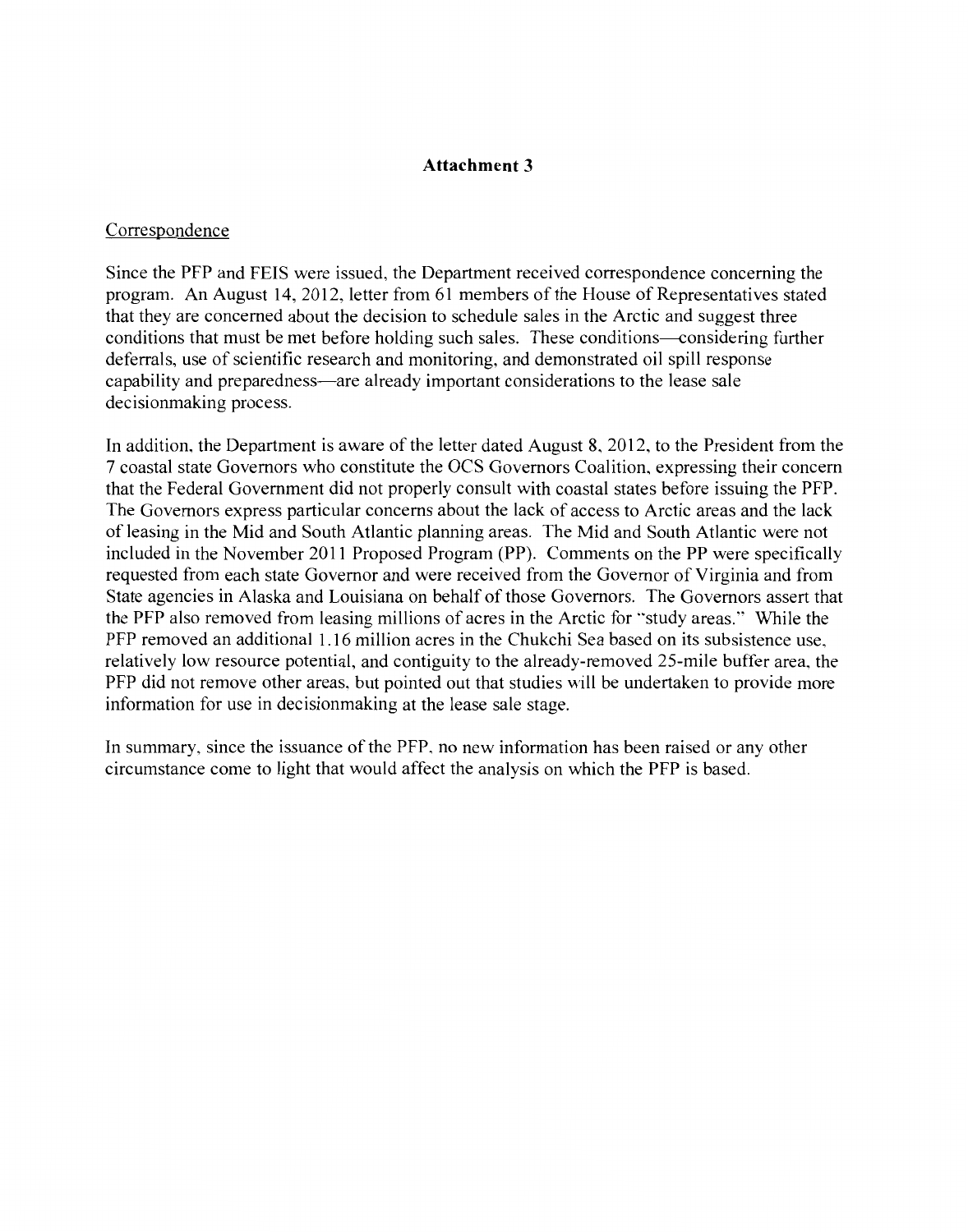## Attachment 3

Correspondence

Since the PFP and FEIS were issued, the Department received correspondence concerning the program. An August 14, 2012, letter from 61 members of the House of Representatives stated that they are concerned about the decision to schedule sales in the Arctic and suggest three conditions that must be met before holding such sales. These conditions—considering further deferrals, use of scientific research and monitoring, and demonstrated oil spill response capability and preparedness—are already important considerations to the lease sale decisionmaking process.

In addition, the Department is aware of the letter dated August 8, 2012, to the President from the 7 coastal state Governors who constitute the OCS Governors Coalition, expressing their concern that the Federal Government did not properly consult with coastal states before issuing the PFP. The Governors express particular concerns about the lack of access to Arctic areas and the lack of leasing in the Mid and South Atlantic planning areas. The Mid and South Atlantic were not included in the November 2011 Proposed Program (PP). Comments on the PP were specifically requested from each state Governor and were received from the Governor of Virginia and from State agencies in Alaska and Louisiana on behalf of those Governors. The Governors assert that the PFP also removed from leasing millions of acres in the Arctic for "study areas." While the PFP removed an additional 1.16 million acres in the Chukchi Sea based on its subsistence use, relatively low resource potential, and contiguity to the already-removed 25-mile buffer area, the PFP did not remove other areas, but pointed out that studies will be undertaken to provide more information for use in decisionmaking at the lease sale stage.

In summary, since the issuance of the PFP, no new information has been raised or any other circumstance come to light that would affect the analysis on which the PFP is based.